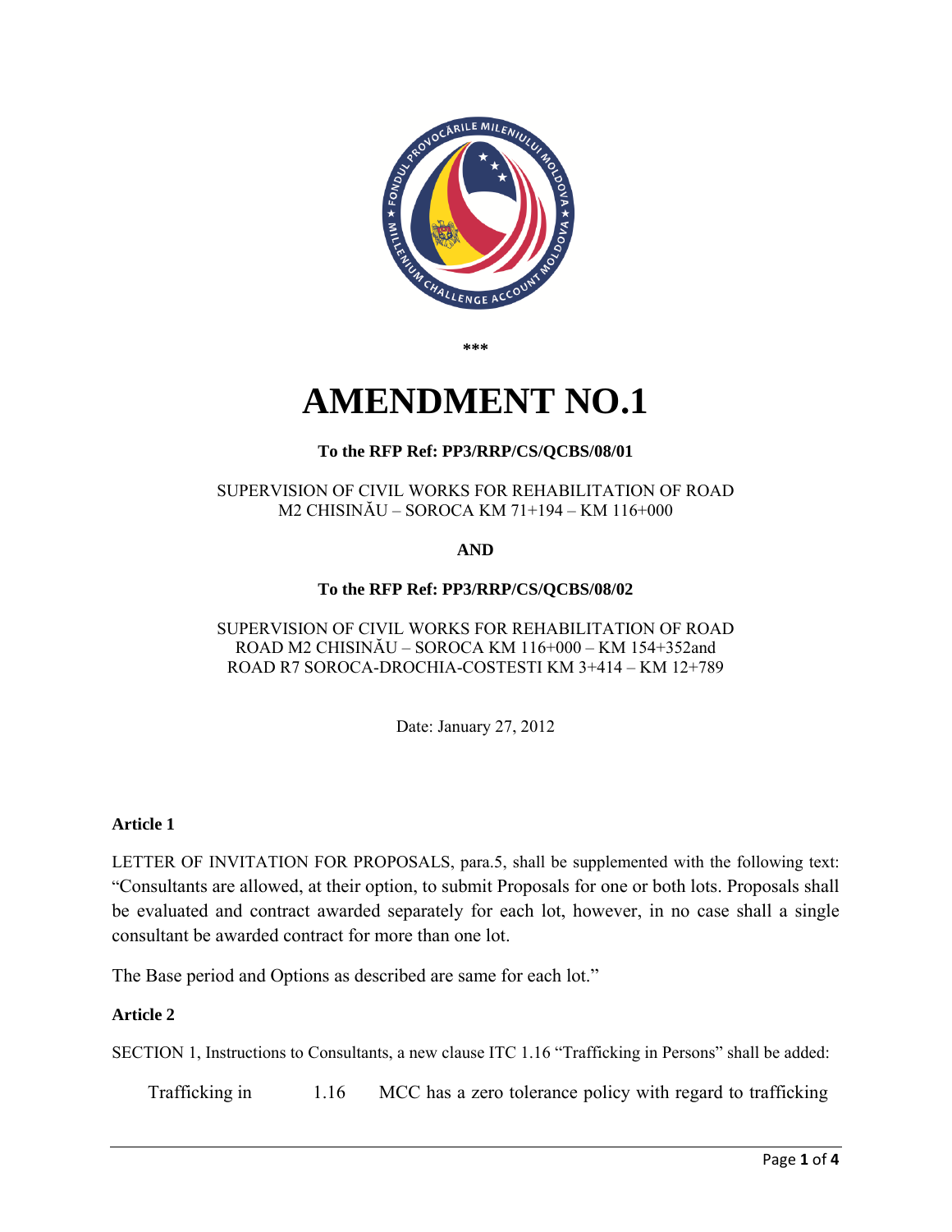\*\*\*

# AMENDMENT NO.1

**To the RFP Ref: PP3/RRP/CS/QCBS/08/01**

SUPERVISION OF CIVIL WORKS FOR REHABILITATION OF ROAD
M2 CHISINĂU – SOROCA KM 71+194 – KM 116+000

**AND**

**To the RFP Ref: PP3/RRP/CS/QCBS/08/02**

SUPERVISION OF CIVIL WORKS FOR REHABILITATION OF ROAD
ROAD M2 CHISINĂU – SOROCA KM 116+000 – KM 154+352and
ROAD R7 SOROCA-DROCHIA-COSTESTI KM 3+414 – KM 12+789

Date: January 27, 2012

**Article 1**

LETTER OF INVITATION FOR PROPOSALS, para.5, shall be supplemented with the following text: "Consultants are allowed, at their option, to submit Proposals for one or both lots. Proposals shall be evaluated and contract awarded separately for each lot, however, in no case shall a single consultant be awarded contract for more than one lot.

The Base period and Options as described are same for each lot."

**Article 2**

SECTION 1, Instructions to Consultants, a new clause ITC 1.16 "Trafficking in Persons" shall be added:

Trafficking in 1.16 MCC has a zero tolerance policy with regard to trafficking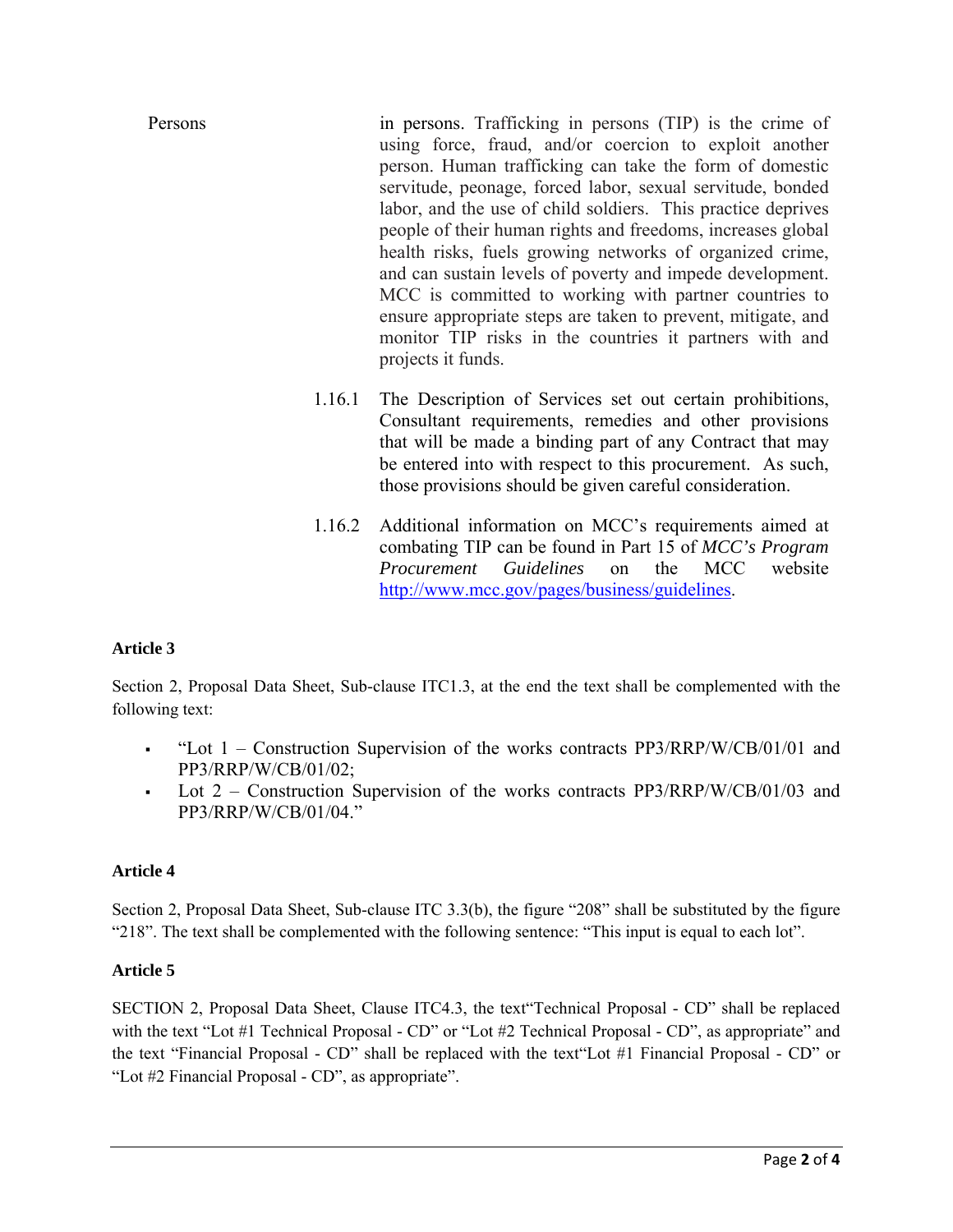Persons

in persons. Trafficking in persons (TIP) is the crime of using force, fraud, and/or coercion to exploit another person. Human trafficking can take the form of domestic servitude, peonage, forced labor, sexual servitude, bonded labor, and the use of child soldiers. This practice deprives people of their human rights and freedoms, increases global health risks, fuels growing networks of organized crime, and can sustain levels of poverty and impede development. MCC is committed to working with partner countries to ensure appropriate steps are taken to prevent, mitigate, and monitor TIP risks in the countries it partners with and projects it funds.

1.16.1 The Description of Services set out certain prohibitions, Consultant requirements, remedies and other provisions that will be made a binding part of any Contract that may be entered into with respect to this procurement. As such, those provisions should be given careful consideration.

1.16.2 Additional information on MCC's requirements aimed at combating TIP can be found in Part 15 of *MCC's Program Procurement Guidelines* on the MCC website http://www.mcc.gov/pages/business/guidelines.

**Article 3**

Section 2, Proposal Data Sheet, Sub-clause ITC1.3, at the end the text shall be complemented with the following text:

- "Lot 1 – Construction Supervision of the works contracts PP3/RRP/W/CB/01/01 and PP3/RRP/W/CB/01/02;
- Lot 2 – Construction Supervision of the works contracts PP3/RRP/W/CB/01/03 and PP3/RRP/W/CB/01/04."

**Article 4**

Section 2, Proposal Data Sheet, Sub-clause ITC 3.3(b), the figure "208" shall be substituted by the figure "218". The text shall be complemented with the following sentence: "This input is equal to each lot".

**Article 5**

SECTION 2, Proposal Data Sheet, Clause ITC4.3, the text"Technical Proposal - CD" shall be replaced with the text "Lot #1 Technical Proposal - CD" or "Lot #2 Technical Proposal - CD", as appropriate" and the text "Financial Proposal - CD" shall be replaced with the text"Lot #1 Financial Proposal - CD" or "Lot #2 Financial Proposal - CD", as appropriate".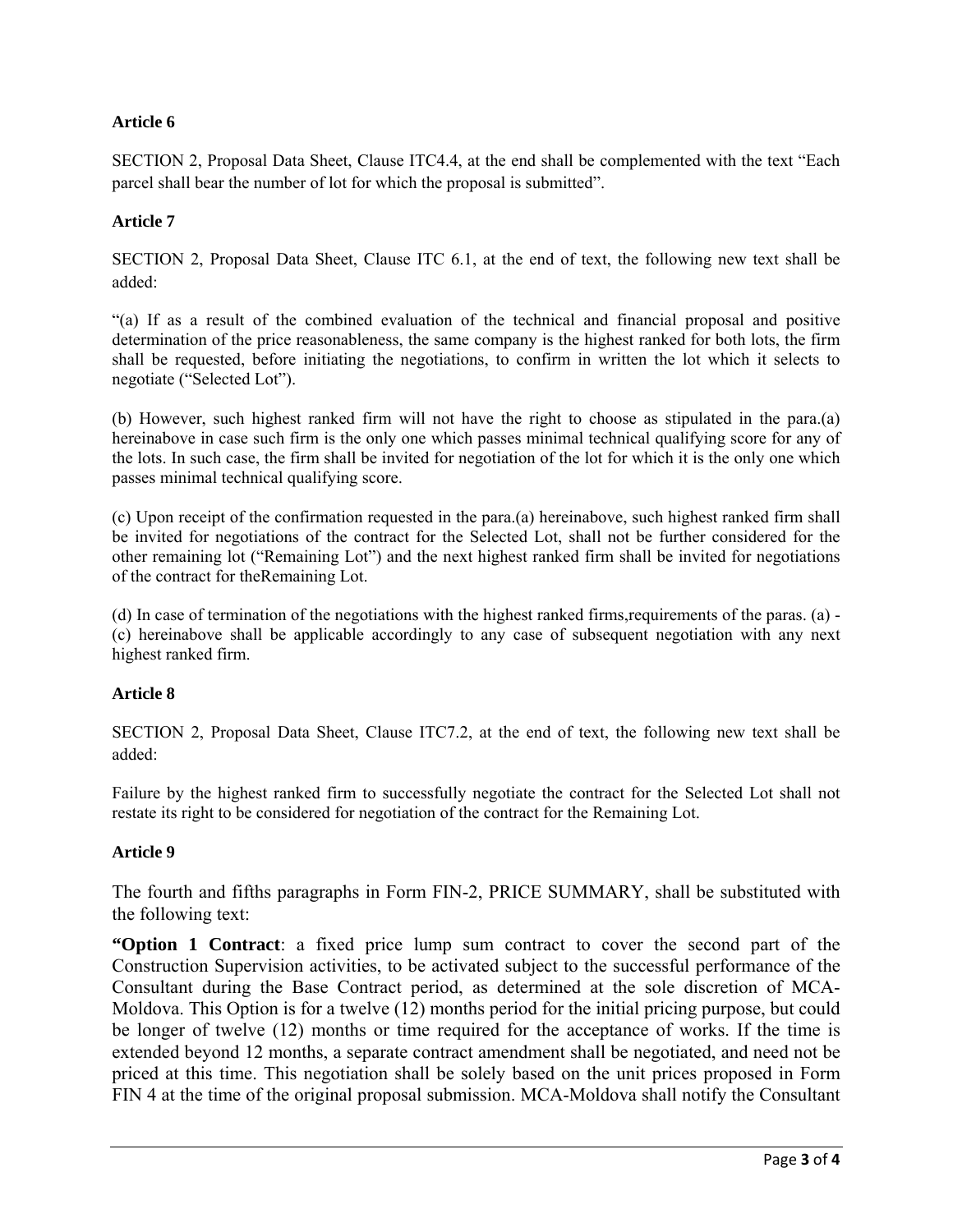**Article 6**

SECTION 2, Proposal Data Sheet, Clause ITC4.4, at the end shall be complemented with the text "Each parcel shall bear the number of lot for which the proposal is submitted".

**Article 7**

SECTION 2, Proposal Data Sheet, Clause ITC 6.1, at the end of text, the following new text shall be added:

"(a) If as a result of the combined evaluation of the technical and financial proposal and positive determination of the price reasonableness, the same company is the highest ranked for both lots, the firm shall be requested, before initiating the negotiations, to confirm in written the lot which it selects to negotiate ("Selected Lot").

(b) However, such highest ranked firm will not have the right to choose as stipulated in the para.(a) hereinabove in case such firm is the only one which passes minimal technical qualifying score for any of the lots. In such case, the firm shall be invited for negotiation of the lot for which it is the only one which passes minimal technical qualifying score.

(c) Upon receipt of the confirmation requested in the para.(a) hereinabove, such highest ranked firm shall be invited for negotiations of the contract for the Selected Lot, shall not be further considered for the other remaining lot ("Remaining Lot") and the next highest ranked firm shall be invited for negotiations of the contract for theRemaining Lot.

(d) In case of termination of the negotiations with the highest ranked firms,requirements of the paras. (a) - (c) hereinabove shall be applicable accordingly to any case of subsequent negotiation with any next highest ranked firm.

**Article 8**

SECTION 2, Proposal Data Sheet, Clause ITC7.2, at the end of text, the following new text shall be added:

Failure by the highest ranked firm to successfully negotiate the contract for the Selected Lot shall not restate its right to be considered for negotiation of the contract for the Remaining Lot.

**Article 9**

The fourth and fifths paragraphs in Form FIN-2, PRICE SUMMARY, shall be substituted with the following text:

**"Option 1 Contract**: a fixed price lump sum contract to cover the second part of the Construction Supervision activities, to be activated subject to the successful performance of the Consultant during the Base Contract period, as determined at the sole discretion of MCA-Moldova. This Option is for a twelve (12) months period for the initial pricing purpose, but could be longer of twelve (12) months or time required for the acceptance of works. If the time is extended beyond 12 months, a separate contract amendment shall be negotiated, and need not be priced at this time. This negotiation shall be solely based on the unit prices proposed in Form FIN 4 at the time of the original proposal submission. MCA-Moldova shall notify the Consultant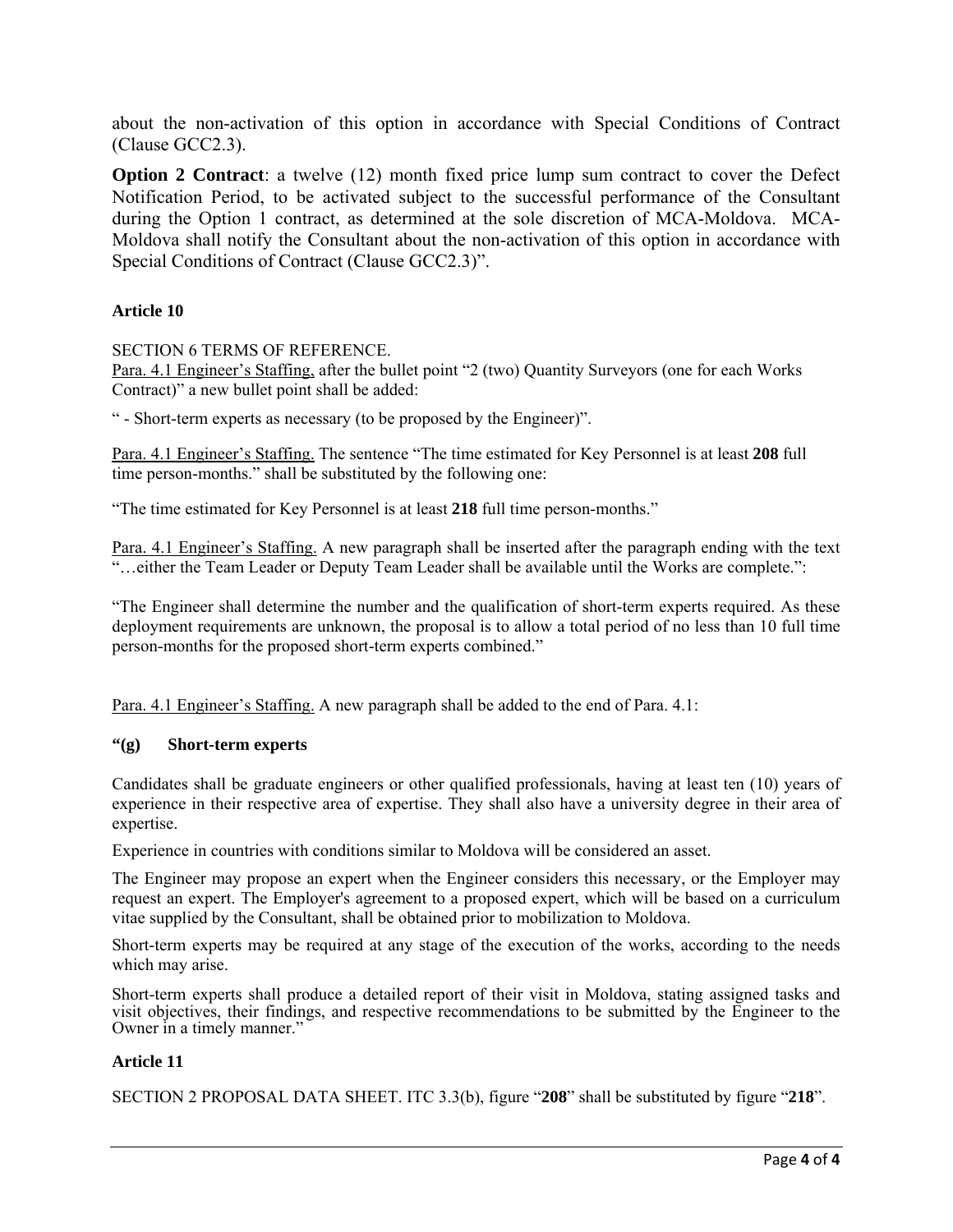about the non-activation of this option in accordance with Special Conditions of Contract (Clause GCC2.3).

**Option 2 Contract**: a twelve (12) month fixed price lump sum contract to cover the Defect Notification Period, to be activated subject to the successful performance of the Consultant during the Option 1 contract, as determined at the sole discretion of MCA-Moldova. MCA-Moldova shall notify the Consultant about the non-activation of this option in accordance with Special Conditions of Contract (Clause GCC2.3)".

**Article 10**

SECTION 6 TERMS OF REFERENCE.

Para. 4.1 Engineer's Staffing, after the bullet point "2 (two) Quantity Surveyors (one for each Works Contract)" a new bullet point shall be added:

" - Short-term experts as necessary (to be proposed by the Engineer)".

Para. 4.1 Engineer's Staffing. The sentence "The time estimated for Key Personnel is at least **208** full time person-months." shall be substituted by the following one:

"The time estimated for Key Personnel is at least **218** full time person-months."

Para. 4.1 Engineer's Staffing. A new paragraph shall be inserted after the paragraph ending with the text "…either the Team Leader or Deputy Team Leader shall be available until the Works are complete.":

"The Engineer shall determine the number and the qualification of short-term experts required. As these deployment requirements are unknown, the proposal is to allow a total period of no less than 10 full time person-months for the proposed short-term experts combined."

Para. 4.1 Engineer's Staffing. A new paragraph shall be added to the end of Para. 4.1:

**"(g) Short-term experts**

Candidates shall be graduate engineers or other qualified professionals, having at least ten (10) years of experience in their respective area of expertise. They shall also have a university degree in their area of expertise.

Experience in countries with conditions similar to Moldova will be considered an asset.

The Engineer may propose an expert when the Engineer considers this necessary, or the Employer may request an expert. The Employer's agreement to a proposed expert, which will be based on a curriculum vitae supplied by the Consultant, shall be obtained prior to mobilization to Moldova.

Short-term experts may be required at any stage of the execution of the works, according to the needs which may arise.

Short-term experts shall produce a detailed report of their visit in Moldova, stating assigned tasks and visit objectives, their findings, and respective recommendations to be submitted by the Engineer to the Owner in a timely manner."

**Article 11**

SECTION 2 PROPOSAL DATA SHEET. ITC 3.3(b), figure "**208**" shall be substituted by figure "**218**".